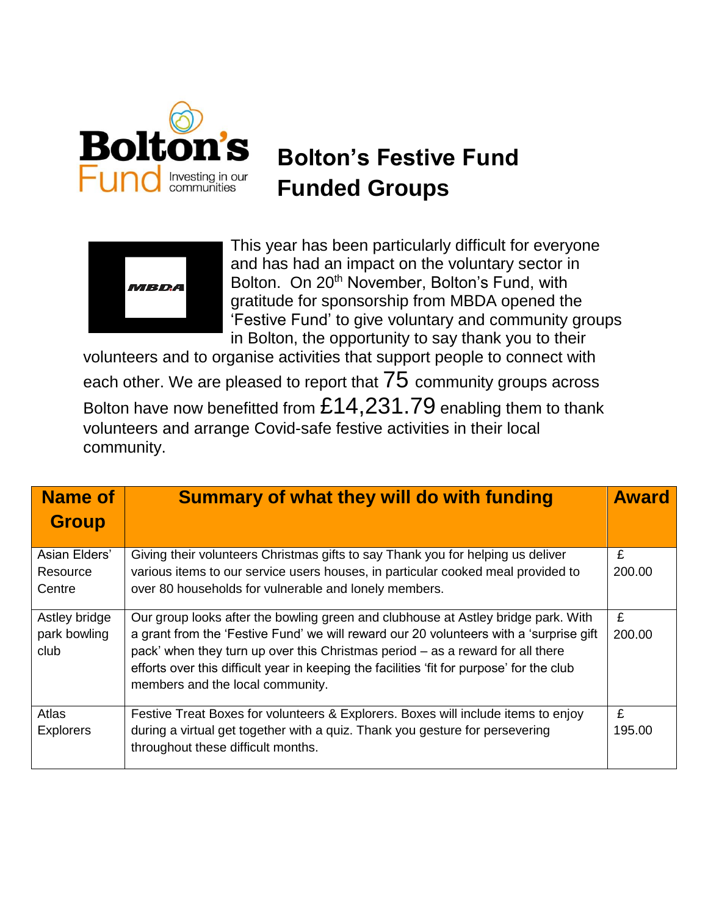# Bolton's Festive Fund Funded Groups

This year has been particularly difficult for everyone and has had an impact on the voluntary sector in Bolton. On 20th November, Bolton's Fund, with gratitude for sponsorship from MBDA opened the 'Festive Fund' to give voluntary and community groups in Bolton, the opportunity to say thank you to their volunteers and to organise activities that support people to connect with each other. We are pleased to report that 75 community groups across Bolton have now benefitted from £14,231.79 enabling them to thank volunteers and arrange Covid-safe festive activities in their local community.

| Name of Group | Summary of what they will do with funding | Award |
|---|---|---|
| Asian Elders' Resource Centre | Giving their volunteers Christmas gifts to say Thank you for helping us deliver various items to our service users houses, in particular cooked meal provided to over 80 households for vulnerable and lonely members. | £ 200.00 |
| Astley bridge park bowling club | Our group looks after the bowling green and clubhouse at Astley bridge park. With a grant from the 'Festive Fund' we will reward our 20 volunteers with a 'surprise gift pack' when they turn up over this Christmas period – as a reward for all there efforts over this difficult year in keeping the facilities 'fit for purpose' for the club members and the local community. | £ 200.00 |
| Atlas Explorers | Festive Treat Boxes for volunteers & Explorers. Boxes will include items to enjoy during a virtual get together with a quiz. Thank you gesture for persevering throughout these difficult months. | £ 195.00 |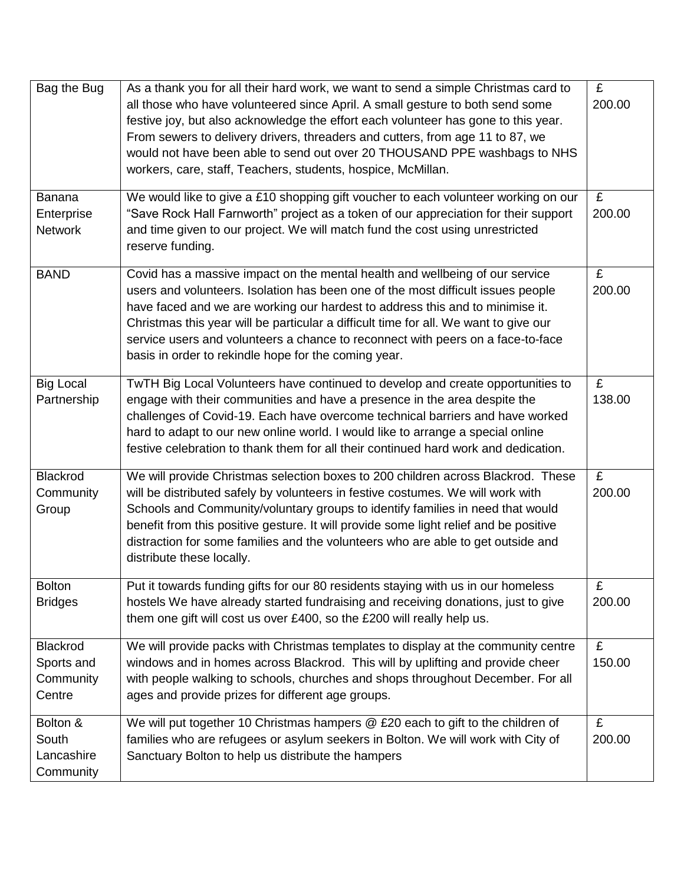| | | |
|---|---|---|
| Bag the Bug | As a thank you for all their hard work, we want to send a simple Christmas card to all those who have volunteered since April. A small gesture to both send some festive joy, but also acknowledge the effort each volunteer has gone to this year. From sewers to delivery drivers, threaders and cutters, from age 11 to 87, we would not have been able to send out over 20 THOUSAND PPE washbags to NHS workers, care, staff, Teachers, students, hospice, McMillan. | £ 200.00 |
| Banana Enterprise Network | We would like to give a £10 shopping gift voucher to each volunteer working on our "Save Rock Hall Farnworth" project as a token of our appreciation for their support and time given to our project. We will match fund the cost using unrestricted reserve funding. | £ 200.00 |
| BAND | Covid has a massive impact on the mental health and wellbeing of our service users and volunteers. Isolation has been one of the most difficult issues people have faced and we are working our hardest to address this and to minimise it. Christmas this year will be particular a difficult time for all. We want to give our service users and volunteers a chance to reconnect with peers on a face-to-face basis in order to rekindle hope for the coming year. | £ 200.00 |
| Big Local Partnership | TwTH Big Local Volunteers have continued to develop and create opportunities to engage with their communities and have a presence in the area despite the challenges of Covid-19. Each have overcome technical barriers and have worked hard to adapt to our new online world. I would like to arrange a special online festive celebration to thank them for all their continued hard work and dedication. | £ 138.00 |
| Blackrod Community Group | We will provide Christmas selection boxes to 200 children across Blackrod. These will be distributed safely by volunteers in festive costumes. We will work with Schools and Community/voluntary groups to identify families in need that would benefit from this positive gesture. It will provide some light relief and be positive distraction for some families and the volunteers who are able to get outside and distribute these locally. | £ 200.00 |
| Bolton Bridges | Put it towards funding gifts for our 80 residents staying with us in our homeless hostels We have already started fundraising and receiving donations, just to give them one gift will cost us over £400, so the £200 will really help us. | £ 200.00 |
| Blackrod Sports and Community Centre | We will provide packs with Christmas templates to display at the community centre windows and in homes across Blackrod. This will by uplifting and provide cheer with people walking to schools, churches and shops throughout December. For all ages and provide prizes for different age groups. | £ 150.00 |
| Bolton & South Lancashire Community | We will put together 10 Christmas hampers @ £20 each to gift to the children of families who are refugees or asylum seekers in Bolton. We will work with City of Sanctuary Bolton to help us distribute the hampers | £ 200.00 |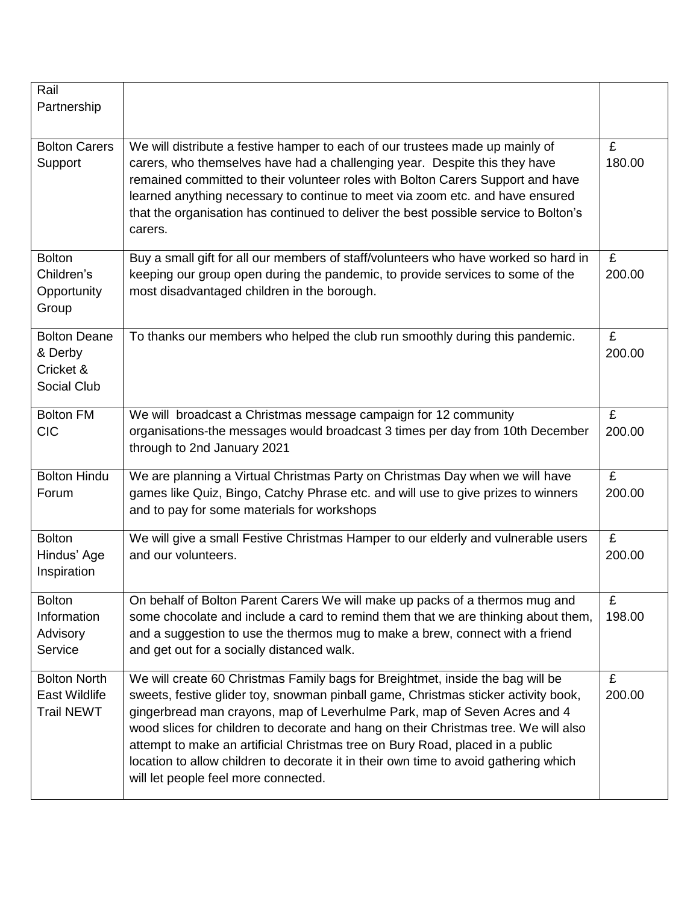| | | |
|---|---|---|
| Rail Partnership | | |
| Bolton Carers Support | We will distribute a festive hamper to each of our trustees made up mainly of carers, who themselves have had a challenging year. Despite this they have remained committed to their volunteer roles with Bolton Carers Support and have learned anything necessary to continue to meet via zoom etc. and have ensured that the organisation has continued to deliver the best possible service to Bolton's carers. | £ 180.00 |
| Bolton Children's Opportunity Group | Buy a small gift for all our members of staff/volunteers who have worked so hard in keeping our group open during the pandemic, to provide services to some of the most disadvantaged children in the borough. | £ 200.00 |
| Bolton Deane & Derby Cricket & Social Club | To thanks our members who helped the club run smoothly during this pandemic. | £ 200.00 |
| Bolton FM CIC | We will broadcast a Christmas message campaign for 12 community organisations-the messages would broadcast 3 times per day from 10th December through to 2nd January 2021 | £ 200.00 |
| Bolton Hindu Forum | We are planning a Virtual Christmas Party on Christmas Day when we will have games like Quiz, Bingo, Catchy Phrase etc. and will use to give prizes to winners and to pay for some materials for workshops | £ 200.00 |
| Bolton Hindus' Age Inspiration | We will give a small Festive Christmas Hamper to our elderly and vulnerable users and our volunteers. | £ 200.00 |
| Bolton Information Advisory Service | On behalf of Bolton Parent Carers We will make up packs of a thermos mug and some chocolate and include a card to remind them that we are thinking about them, and a suggestion to use the thermos mug to make a brew, connect with a friend and get out for a socially distanced walk. | £ 198.00 |
| Bolton North East Wildlife Trail NEWT | We will create 60 Christmas Family bags for Breightmet, inside the bag will be sweets, festive glider toy, snowman pinball game, Christmas sticker activity book, gingerbread man crayons, map of Leverhulme Park, map of Seven Acres and 4 wood slices for children to decorate and hang on their Christmas tree. We will also attempt to make an artificial Christmas tree on Bury Road, placed in a public location to allow children to decorate it in their own time to avoid gathering which will let people feel more connected. | £ 200.00 |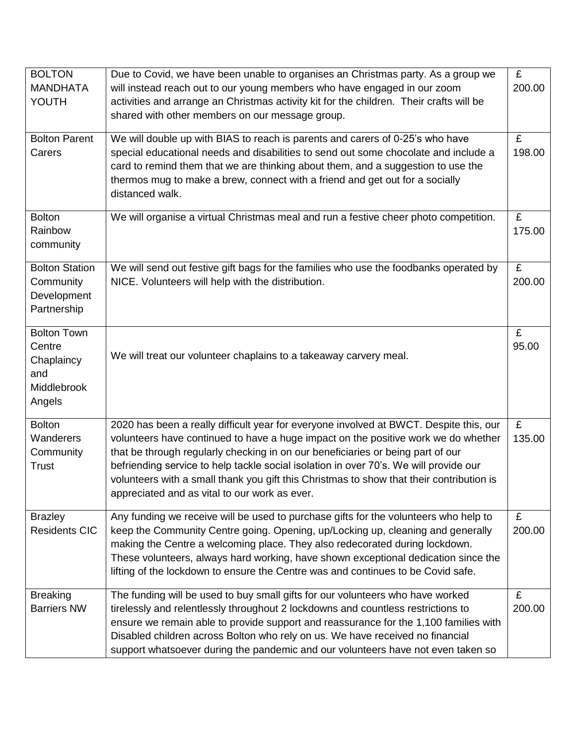| BOLTON MANDHATA YOUTH | Due to Covid, we have been unable to organises an Christmas party. As a group we will instead reach out to our young members who have engaged in our zoom activities and arrange an Christmas activity kit for the children. Their crafts will be shared with other members on our message group. | £ 200.00 |
|---|---|---|
| Bolton Parent Carers | We will double up with BIAS to reach is parents and carers of 0-25's who have special educational needs and disabilities to send out some chocolate and include a card to remind them that we are thinking about them, and a suggestion to use the thermos mug to make a brew, connect with a friend and get out for a socially distanced walk. | £ 198.00 |
| Bolton Rainbow community | We will organise a virtual Christmas meal and run a festive cheer photo competition. | £ 175.00 |
| Bolton Station Community Development Partnership | We will send out festive gift bags for the families who use the foodbanks operated by NICE. Volunteers will help with the distribution. | £ 200.00 |
| Bolton Town Centre Chaplaincy and Middlebrook Angels | We will treat our volunteer chaplains to a takeaway carvery meal. | £ 95.00 |
| Bolton Wanderers Community Trust | 2020 has been a really difficult year for everyone involved at BWCT. Despite this, our volunteers have continued to have a huge impact on the positive work we do whether that be through regularly checking in on our beneficiaries or being part of our befriending service to help tackle social isolation in over 70's. We will provide our volunteers with a small thank you gift this Christmas to show that their contribution is appreciated and as vital to our work as ever. | £ 135.00 |
| Brazley Residents CIC | Any funding we receive will be used to purchase gifts for the volunteers who help to keep the Community Centre going. Opening, up/Locking up, cleaning and generally making the Centre a welcoming place. They also redecorated during lockdown. These volunteers, always hard working, have shown exceptional dedication since the lifting of the lockdown to ensure the Centre was and continues to be Covid safe. | £ 200.00 |
| Breaking Barriers NW | The funding will be used to buy small gifts for our volunteers who have worked tirelessly and relentlessly throughout 2 lockdowns and countless restrictions to ensure we remain able to provide support and reassurance for the 1,100 families with Disabled children across Bolton who rely on us. We have received no financial support whatsoever during the pandemic and our volunteers have not even taken so | £ 200.00 |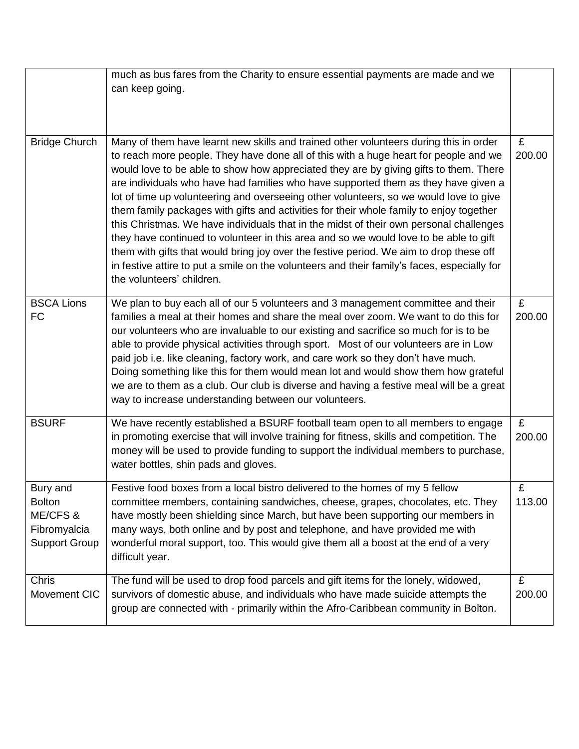| | | |
|---|---|---|
| | much as bus fares from the Charity to ensure essential payments are made and we can keep going. | |
| Bridge Church | Many of them have learnt new skills and trained other volunteers during this in order to reach more people. They have done all of this with a huge heart for people and we would love to be able to show how appreciated they are by giving gifts to them. There are individuals who have had families who have supported them as they have given a lot of time up volunteering and overseeing other volunteers, so we would love to give them family packages with gifts and activities for their whole family to enjoy together this Christmas. We have individuals that in the midst of their own personal challenges they have continued to volunteer in this area and so we would love to be able to gift them with gifts that would bring joy over the festive period. We aim to drop these off in festive attire to put a smile on the volunteers and their family's faces, especially for the volunteers' children. | £ 200.00 |
| BSCA Lions FC | We plan to buy each all of our 5 volunteers and 3 management committee and their families a meal at their homes and share the meal over zoom. We want to do this for our volunteers who are invaluable to our existing and sacrifice so much for is to be able to provide physical activities through sport. Most of our volunteers are in Low paid job i.e. like cleaning, factory work, and care work so they don't have much. Doing something like this for them would mean lot and would show them how grateful we are to them as a club. Our club is diverse and having a festive meal will be a great way to increase understanding between our volunteers. | £ 200.00 |
| BSURF | We have recently established a BSURF football team open to all members to engage in promoting exercise that will involve training for fitness, skills and competition. The money will be used to provide funding to support the individual members to purchase, water bottles, shin pads and gloves. | £ 200.00 |
| Bury and Bolton ME/CFS & Fibromyalcia Support Group | Festive food boxes from a local bistro delivered to the homes of my 5 fellow committee members, containing sandwiches, cheese, grapes, chocolates, etc. They have mostly been shielding since March, but have been supporting our members in many ways, both online and by post and telephone, and have provided me with wonderful moral support, too. This would give them all a boost at the end of a very difficult year. | £ 113.00 |
| Chris Movement CIC | The fund will be used to drop food parcels and gift items for the lonely, widowed, survivors of domestic abuse, and individuals who have made suicide attempts the group are connected with - primarily within the Afro-Caribbean community in Bolton. | £ 200.00 |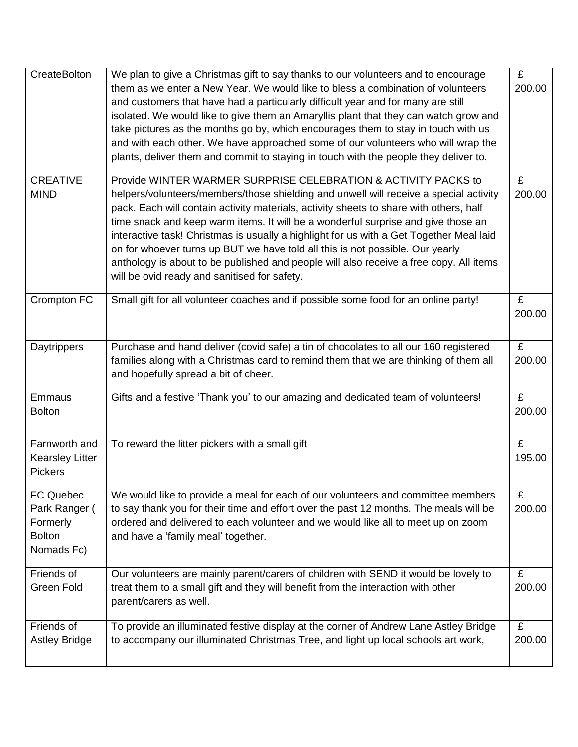| | | |
|---|---|---|
| CreateBolton | We plan to give a Christmas gift to say thanks to our volunteers and to encourage them as we enter a New Year. We would like to bless a combination of volunteers and customers that have had a particularly difficult year and for many are still isolated. We would like to give them an Amaryllis plant that they can watch grow and take pictures as the months go by, which encourages them to stay in touch with us and with each other. We have approached some of our volunteers who will wrap the plants, deliver them and commit to staying in touch with the people they deliver to. | £ 200.00 |
| CREATIVE MIND | Provide WINTER WARMER SURPRISE CELEBRATION & ACTIVITY PACKS to helpers/volunteers/members/those shielding and unwell will receive a special activity pack. Each will contain activity materials, activity sheets to share with others, half time snack and keep warm items. It will be a wonderful surprise and give those an interactive task! Christmas is usually a highlight for us with a Get Together Meal laid on for whoever turns up BUT we have told all this is not possible. Our yearly anthology is about to be published and people will also receive a free copy. All items will be ovid ready and sanitised for safety. | £ 200.00 |
| Crompton FC | Small gift for all volunteer coaches and if possible some food for an online party! | £ 200.00 |
| Daytrippers | Purchase and hand deliver (covid safe) a tin of chocolates to all our 160 registered families along with a Christmas card to remind them that we are thinking of them all and hopefully spread a bit of cheer. | £ 200.00 |
| Emmaus Bolton | Gifts and a festive 'Thank you' to our amazing and dedicated team of volunteers! | £ 200.00 |
| Farnworth and Kearsley Litter Pickers | To reward the litter pickers with a small gift | £ 195.00 |
| FC Quebec Park Ranger ( Formerly Bolton Nomads Fc) | We would like to provide a meal for each of our volunteers and committee members to say thank you for their time and effort over the past 12 months. The meals will be ordered and delivered to each volunteer and we would like all to meet up on zoom and have a 'family meal' together. | £ 200.00 |
| Friends of Green Fold | Our volunteers are mainly parent/carers of children with SEND it would be lovely to treat them to a small gift and they will benefit from the interaction with other parent/carers as well. | £ 200.00 |
| Friends of Astley Bridge | To provide an illuminated festive display at the corner of Andrew Lane Astley Bridge to accompany our illuminated Christmas Tree, and light up local schools art work, | £ 200.00 |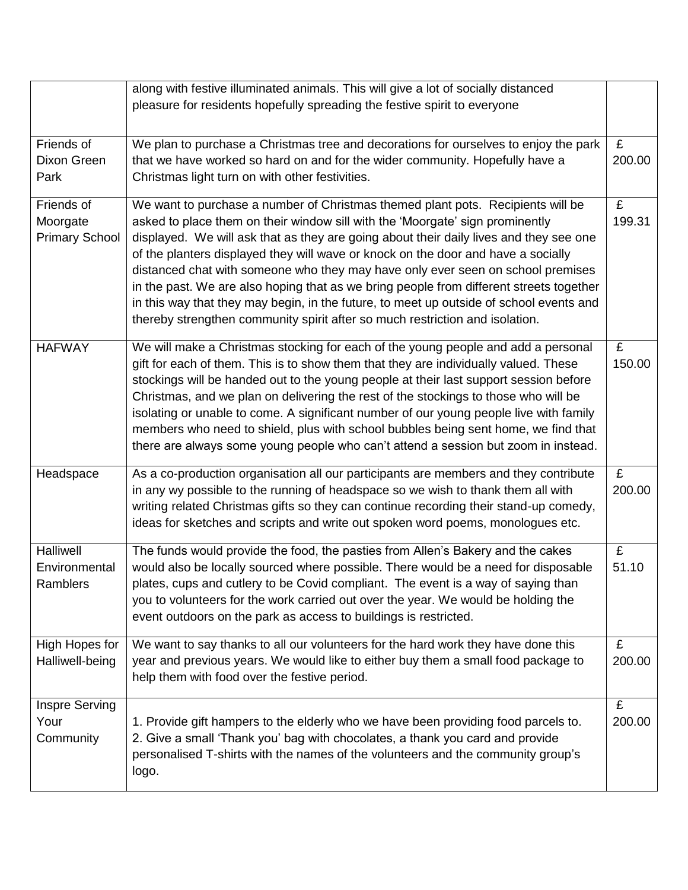| | | |
|---|---|---|
| | along with festive illuminated animals. This will give a lot of socially distanced pleasure for residents hopefully spreading the festive spirit to everyone | |
| Friends of Dixon Green Park | We plan to purchase a Christmas tree and decorations for ourselves to enjoy the park that we have worked so hard on and for the wider community. Hopefully have a Christmas light turn on with other festivities. | £ 200.00 |
| Friends of Moorgate Primary School | We want to purchase a number of Christmas themed plant pots. Recipients will be asked to place them on their window sill with the 'Moorgate' sign prominently displayed. We will ask that as they are going about their daily lives and they see one of the planters displayed they will wave or knock on the door and have a socially distanced chat with someone who they may have only ever seen on school premises in the past. We are also hoping that as we bring people from different streets together in this way that they may begin, in the future, to meet up outside of school events and thereby strengthen community spirit after so much restriction and isolation. | £ 199.31 |
| HAFWAY | We will make a Christmas stocking for each of the young people and add a personal gift for each of them. This is to show them that they are individually valued. These stockings will be handed out to the young people at their last support session before Christmas, and we plan on delivering the rest of the stockings to those who will be isolating or unable to come. A significant number of our young people live with family members who need to shield, plus with school bubbles being sent home, we find that there are always some young people who can't attend a session but zoom in instead. | £ 150.00 |
| Headspace | As a co-production organisation all our participants are members and they contribute in any wy possible to the running of headspace so we wish to thank them all with writing related Christmas gifts so they can continue recording their stand-up comedy, ideas for sketches and scripts and write out spoken word poems, monologues etc. | £ 200.00 |
| Halliwell Environmental Ramblers | The funds would provide the food, the pasties from Allen's Bakery and the cakes would also be locally sourced where possible. There would be a need for disposable plates, cups and cutlery to be Covid compliant. The event is a way of saying than you to volunteers for the work carried out over the year. We would be holding the event outdoors on the park as access to buildings is restricted. | £ 51.10 |
| High Hopes for Halliwell-being | We want to say thanks to all our volunteers for the hard work they have done this year and previous years. We would like to either buy them a small food package to help them with food over the festive period. | £ 200.00 |
| Inspre Serving Your Community | 1. Provide gift hampers to the elderly who we have been providing food parcels to.<br>2. Give a small 'Thank you' bag with chocolates, a thank you card and provide personalised T-shirts with the names of the volunteers and the community group's logo. | £ 200.00 |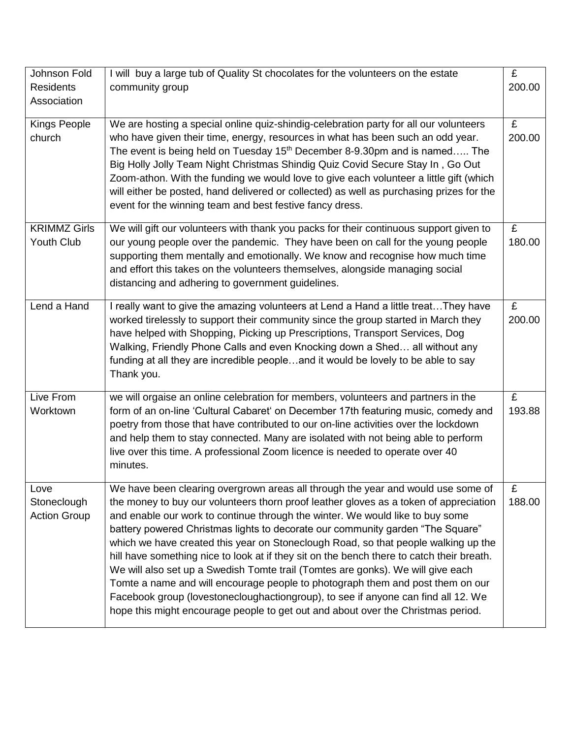| | | |
|---|---|---|
| Johnson Fold Residents Association | I will  buy a large tub of Quality St chocolates for the volunteers on the estate community group | £ 200.00 |
| Kings People church | We are hosting a special online quiz-shindig-celebration party for all our volunteers who have given their time, energy, resources in what has been such an odd year. The event is being held on Tuesday 15th December 8-9.30pm and is named….. The Big Holly Jolly Team Night Christmas Shindig Quiz Covid Secure Stay In , Go Out Zoom-athon. With the funding we would love to give each volunteer a little gift (which will either be posted, hand delivered or collected) as well as purchasing prizes for the event for the winning team and best festive fancy dress. | £ 200.00 |
| KRIMMZ Girls Youth Club | We will gift our volunteers with thank you packs for their continuous support given to our young people over the pandemic.  They have been on call for the young people supporting them mentally and emotionally. We know and recognise how much time and effort this takes on the volunteers themselves, alongside managing social distancing and adhering to government guidelines. | £ 180.00 |
| Lend a Hand | I really want to give the amazing volunteers at Lend a Hand a little treat…They have worked tirelessly to support their community since the group started in March they have helped with Shopping, Picking up Prescriptions, Transport Services, Dog Walking, Friendly Phone Calls and even Knocking down a Shed… all without any funding at all they are incredible people…and it would be lovely to be able to say Thank you. | £ 200.00 |
| Live From Worktown | we will orgaise an online celebration for members, volunteers and partners in the form of an on-line 'Cultural Cabaret' on December 17th featuring music, comedy and poetry from those that have contributed to our on-line activities over the lockdown and help them to stay connected. Many are isolated with not being able to perform live over this time. A professional Zoom licence is needed to operate over 40 minutes. | £ 193.88 |
| Love Stoneclough Action Group | We have been clearing overgrown areas all through the year and would use some of the money to buy our volunteers thorn proof leather gloves as a token of appreciation and enable our work to continue through the winter. We would like to buy some battery powered Christmas lights to decorate our community garden "The Square" which we have created this year on Stoneclough Road, so that people walking up the hill have something nice to look at if they sit on the bench there to catch their breath. We will also set up a Swedish Tomte trail (Tomtes are gonks). We will give each Tomte a name and will encourage people to photograph them and post them on our Facebook group (lovestonecloughactiongroup), to see if anyone can find all 12. We hope this might encourage people to get out and about over the Christmas period. | £ 188.00 |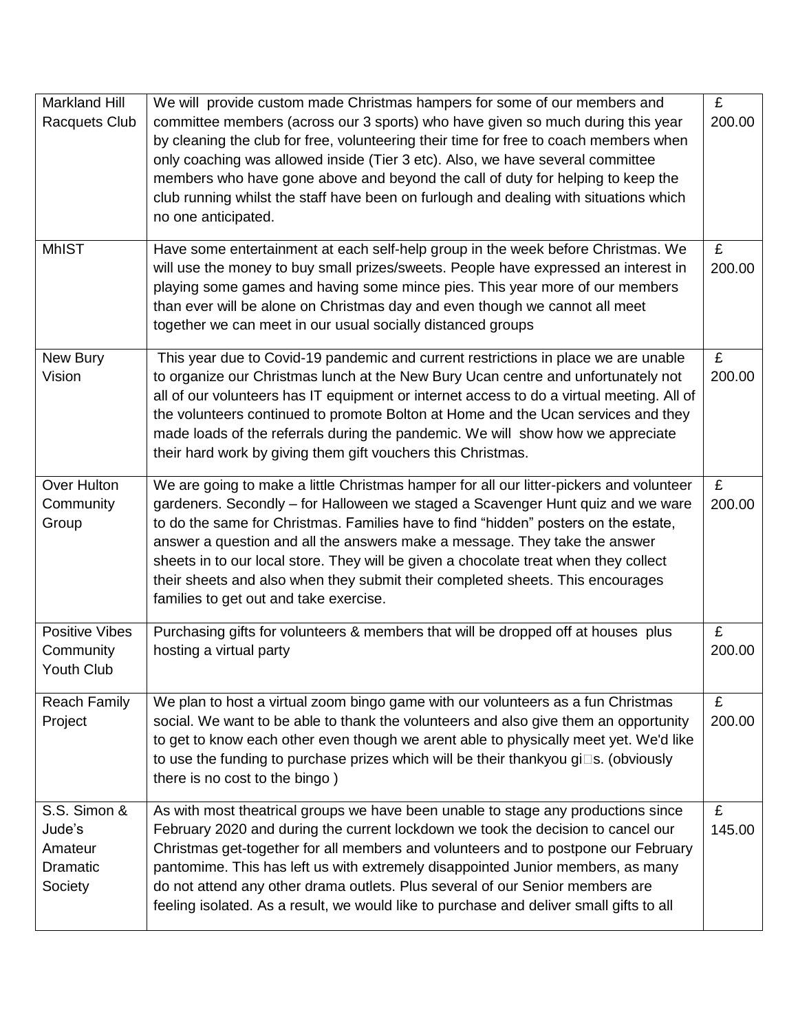| | | |
|---|---|---|
| Markland Hill Racquets Club | We will provide custom made Christmas hampers for some of our members and committee members (across our 3 sports) who have given so much during this year by cleaning the club for free, volunteering their time for free to coach members when only coaching was allowed inside (Tier 3 etc). Also, we have several committee members who have gone above and beyond the call of duty for helping to keep the club running whilst the staff have been on furlough and dealing with situations which no one anticipated. | £ 200.00 |
| MhIST | Have some entertainment at each self-help group in the week before Christmas. We will use the money to buy small prizes/sweets. People have expressed an interest in playing some games and having some mince pies. This year more of our members than ever will be alone on Christmas day and even though we cannot all meet together we can meet in our usual socially distanced groups | £ 200.00 |
| New Bury Vision | This year due to Covid-19 pandemic and current restrictions in place we are unable to organize our Christmas lunch at the New Bury Ucan centre and unfortunately not all of our volunteers has IT equipment or internet access to do a virtual meeting. All of the volunteers continued to promote Bolton at Home and the Ucan services and they made loads of the referrals during the pandemic. We will show how we appreciate their hard work by giving them gift vouchers this Christmas. | £ 200.00 |
| Over Hulton Community Group | We are going to make a little Christmas hamper for all our litter-pickers and volunteer gardeners. Secondly – for Halloween we staged a Scavenger Hunt quiz and we ware to do the same for Christmas. Families have to find "hidden" posters on the estate, answer a question and all the answers make a message. They take the answer sheets in to our local store. They will be given a chocolate treat when they collect their sheets and also when they submit their completed sheets. This encourages families to get out and take exercise. | £ 200.00 |
| Positive Vibes Community Youth Club | Purchasing gifts for volunteers & members that will be dropped off at houses plus hosting a virtual party | £ 200.00 |
| Reach Family Project | We plan to host a virtual zoom bingo game with our volunteers as a fun Christmas social. We want to be able to thank the volunteers and also give them an opportunity to get to know each other even though we arent able to physically meet yet. We'd like to use the funding to purchase prizes which will be their thankyou gifts. (obviously there is no cost to the bingo ) | £ 200.00 |
| S.S. Simon & Jude's Amateur Dramatic Society | As with most theatrical groups we have been unable to stage any productions since February 2020 and during the current lockdown we took the decision to cancel our Christmas get-together for all members and volunteers and to postpone our February pantomime. This has left us with extremely disappointed Junior members, as many do not attend any other drama outlets. Plus several of our Senior members are feeling isolated. As a result, we would like to purchase and deliver small gifts to all | £ 145.00 |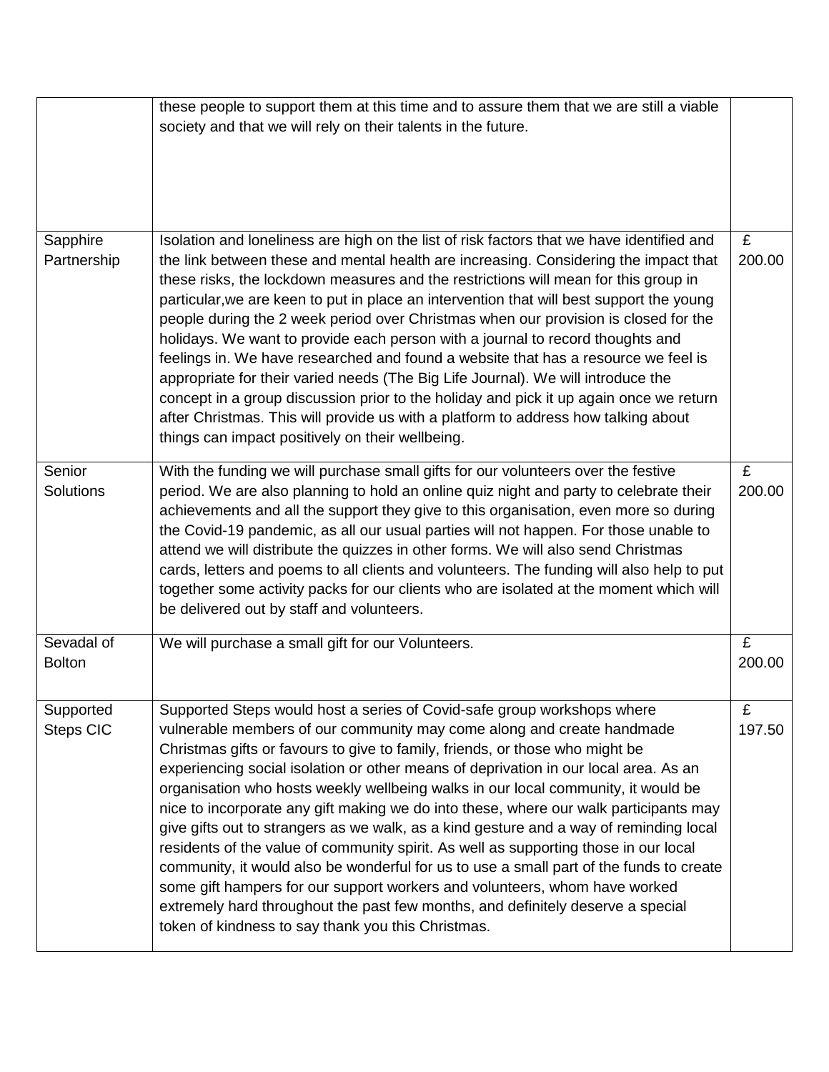| | | |
|---|---|---|
| | these people to support them at this time and to assure them that we are still a viable society and that we will rely on their talents in the future. | |
| Sapphire Partnership | Isolation and loneliness are high on the list of risk factors that we have identified and the link between these and mental health are increasing. Considering the impact that these risks, the lockdown measures and the restrictions will mean for this group in particular,we are keen to put in place an intervention that will best support the young people during the 2 week period over Christmas when our provision is closed for the holidays. We want to provide each person with a journal to record thoughts and feelings in. We have researched and found a website that has a resource we feel is appropriate for their varied needs (The Big Life Journal). We will introduce the concept in a group discussion prior to the holiday and pick it up again once we return after Christmas. This will provide us with a platform to address how talking about things can impact positively on their wellbeing. | £ 200.00 |
| Senior Solutions | With the funding we will purchase small gifts for our volunteers over the festive period. We are also planning to hold an online quiz night and party to celebrate their achievements and all the support they give to this organisation, even more so during the Covid-19 pandemic, as all our usual parties will not happen. For those unable to attend we will distribute the quizzes in other forms. We will also send Christmas cards, letters and poems to all clients and volunteers. The funding will also help to put together some activity packs for our clients who are isolated at the moment which will be delivered out by staff and volunteers. | £ 200.00 |
| Sevadal of Bolton | We will purchase a small gift for our Volunteers. | £ 200.00 |
| Supported Steps CIC | Supported Steps would host a series of Covid-safe group workshops where vulnerable members of our community may come along and create handmade Christmas gifts or favours to give to family, friends, or those who might be experiencing social isolation or other means of deprivation in our local area. As an organisation who hosts weekly wellbeing walks in our local community, it would be nice to incorporate any gift making we do into these, where our walk participants may give gifts out to strangers as we walk, as a kind gesture and a way of reminding local residents of the value of community spirit. As well as supporting those in our local community, it would also be wonderful for us to use a small part of the funds to create some gift hampers for our support workers and volunteers, whom have worked extremely hard throughout the past few months, and definitely deserve a special token of kindness to say thank you this Christmas. | £ 197.50 |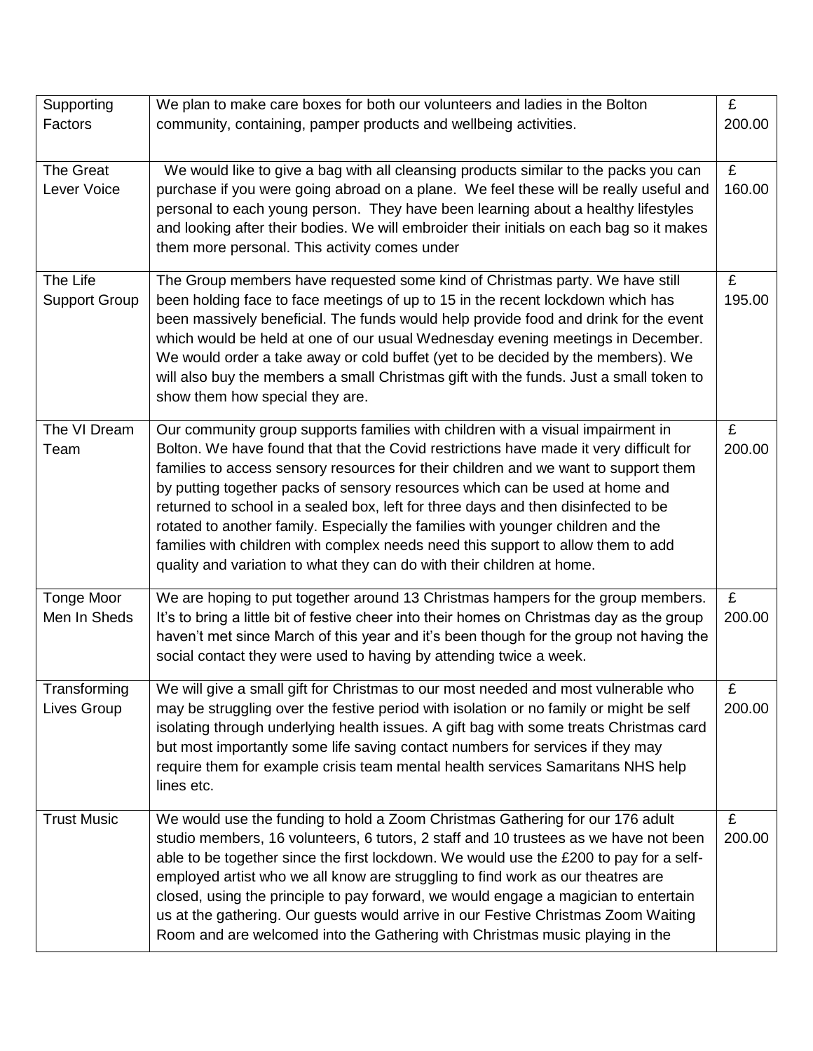| Supporting Factors | We plan to make care boxes for both our volunteers and ladies in the Bolton community, containing, pamper products and wellbeing activities. | £ 200.00 |
|---|---|---|
| The Great Lever Voice | We would like to give a bag with all cleansing products similar to the packs you can purchase if you were going abroad on a plane. We feel these will be really useful and personal to each young person. They have been learning about a healthy lifestyles and looking after their bodies. We will embroider their initials on each bag so it makes them more personal. This activity comes under | £ 160.00 |
| The Life Support Group | The Group members have requested some kind of Christmas party. We have still been holding face to face meetings of up to 15 in the recent lockdown which has been massively beneficial. The funds would help provide food and drink for the event which would be held at one of our usual Wednesday evening meetings in December. We would order a take away or cold buffet (yet to be decided by the members). We will also buy the members a small Christmas gift with the funds. Just a small token to show them how special they are. | £ 195.00 |
| The VI Dream Team | Our community group supports families with children with a visual impairment in Bolton. We have found that that the Covid restrictions have made it very difficult for families to access sensory resources for their children and we want to support them by putting together packs of sensory resources which can be used at home and returned to school in a sealed box, left for three days and then disinfected to be rotated to another family. Especially the families with younger children and the families with children with complex needs need this support to allow them to add quality and variation to what they can do with their children at home. | £ 200.00 |
| Tonge Moor Men In Sheds | We are hoping to put together around 13 Christmas hampers for the group members. It's to bring a little bit of festive cheer into their homes on Christmas day as the group haven't met since March of this year and it's been though for the group not having the social contact they were used to having by attending twice a week. | £ 200.00 |
| Transforming Lives Group | We will give a small gift for Christmas to our most needed and most vulnerable who may be struggling over the festive period with isolation or no family or might be self isolating through underlying health issues. A gift bag with some treats Christmas card but most importantly some life saving contact numbers for services if they may require them for example crisis team mental health services Samaritans NHS help lines etc. | £ 200.00 |
| Trust Music | We would use the funding to hold a Zoom Christmas Gathering for our 176 adult studio members, 16 volunteers, 6 tutors, 2 staff and 10 trustees as we have not been able to be together since the first lockdown. We would use the £200 to pay for a self-employed artist who we all know are struggling to find work as our theatres are closed, using the principle to pay forward, we would engage a magician to entertain us at the gathering. Our guests would arrive in our Festive Christmas Zoom Waiting Room and are welcomed into the Gathering with Christmas music playing in the | £ 200.00 |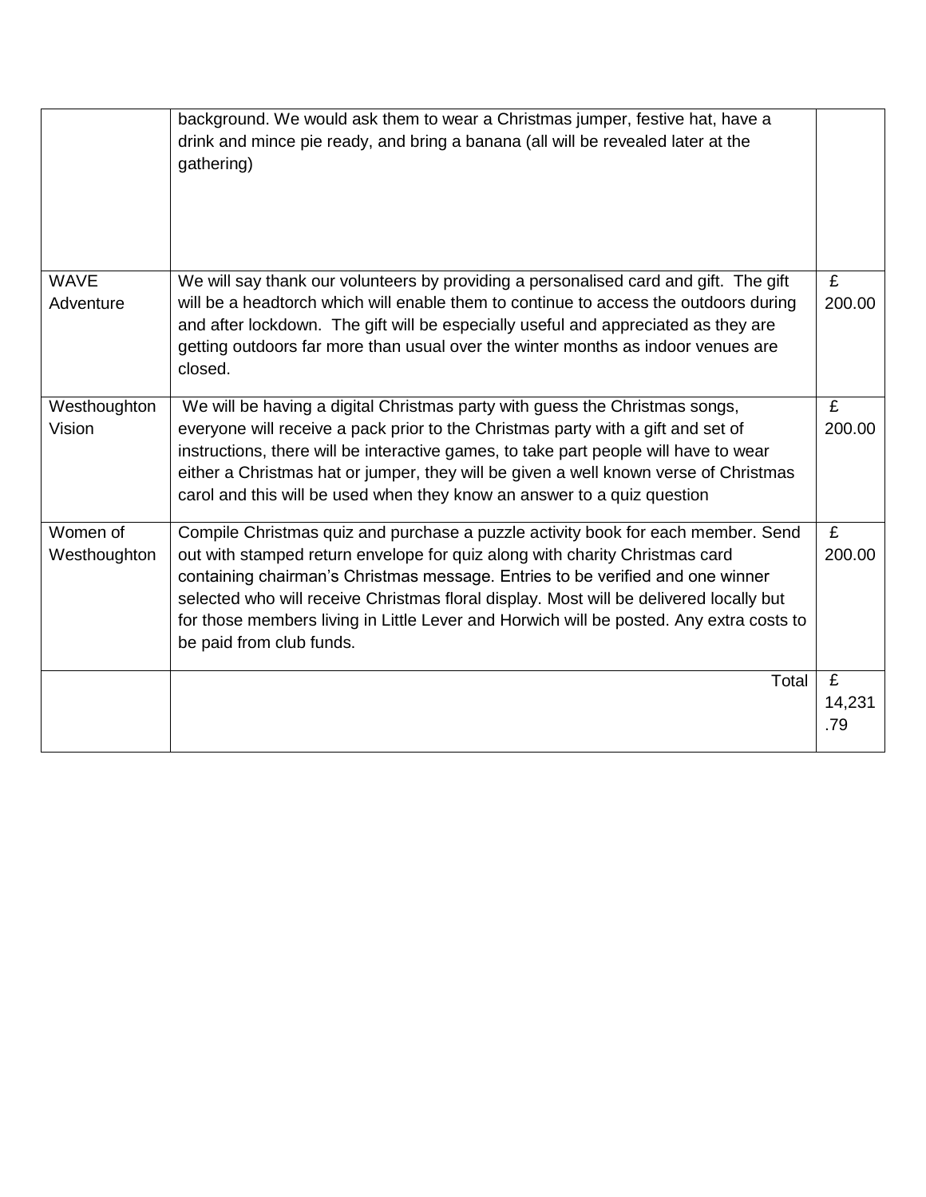| | | |
|---|---|---|
| | background. We would ask them to wear a Christmas jumper, festive hat, have a drink and mince pie ready, and bring a banana (all will be revealed later at the gathering) | |
| WAVE Adventure | We will say thank our volunteers by providing a personalised card and gift. The gift will be a headtorch which will enable them to continue to access the outdoors during and after lockdown. The gift will be especially useful and appreciated as they are getting outdoors far more than usual over the winter months as indoor venues are closed. | £ 200.00 |
| Westhoughton Vision | We will be having a digital Christmas party with guess the Christmas songs, everyone will receive a pack prior to the Christmas party with a gift and set of instructions, there will be interactive games, to take part people will have to wear either a Christmas hat or jumper, they will be given a well known verse of Christmas carol and this will be used when they know an answer to a quiz question | £ 200.00 |
| Women of Westhoughton | Compile Christmas quiz and purchase a puzzle activity book for each member. Send out with stamped return envelope for quiz along with charity Christmas card containing chairman's Christmas message. Entries to be verified and one winner selected who will receive Christmas floral display. Most will be delivered locally but for those members living in Little Lever and Horwich will be posted. Any extra costs to be paid from club funds. | £ 200.00 |
| | Total | £ 14,231.79 |